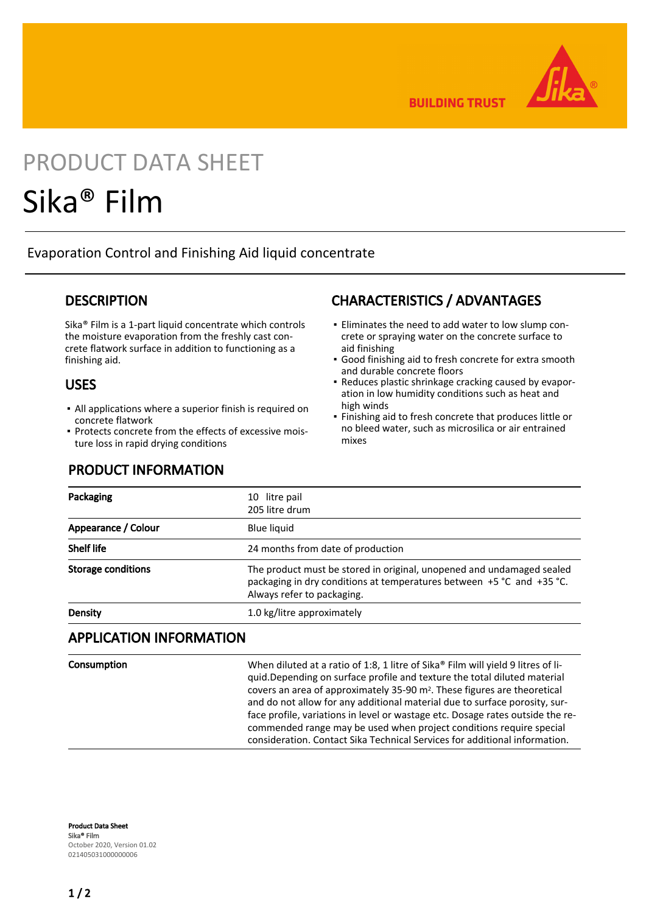# PRODUCT DATA SHEET

# Sika® Film

Evaporation Control and Finishing Aid liquid concentrate

## DESCRIPTION

Sika® Film is a 1-part liquid concentrate which controls the moisture evaporation from the freshly cast concrete flatwork surface in addition to functioning as a finishing aid.

## USES

- All applications where a superior finish is required on concrete flatwork
- Protects concrete from the effects of excessive moisture loss in rapid drying conditions

## CHARACTERISTICS / ADVANTAGES

- Eliminates the need to add water to low slump concrete or spraying water on the concrete surface to aid finishing
- Good finishing aid to fresh concrete for extra smooth and durable concrete floors
- Reduces plastic shrinkage cracking caused by evaporation in low humidity conditions such as heat and high winds
- Finishing aid to fresh concrete that produces little or no bleed water, such as microsilica or air entrained mixes

## PRODUCT INFORMATION

| | |
|---|---|
| **Packaging** | 10 litre pail<br>205 litre drum |
| **Appearance / Colour** | Blue liquid |
| **Shelf life** | 24 months from date of production |
| **Storage conditions** | The product must be stored in original, unopened and undamaged sealed packaging in dry conditions at temperatures between +5 °C and +35 °C. Always refer to packaging. |
| **Density** | 1.0 kg/litre approximately |

## APPLICATION INFORMATION

| | |
|---|---|
| **Consumption** | When diluted at a ratio of 1:8, 1 litre of Sika® Film will yield 9 litres of liquid.Depending on surface profile and texture the total diluted material covers an area of approximately 35-90 $m^2$. These figures are theoretical and do not allow for any additional material due to surface porosity, surface profile, variations in level or wastage etc. Dosage rates outside the recommended range may be used when project conditions require special consideration. Contact Sika Technical Services for additional information. |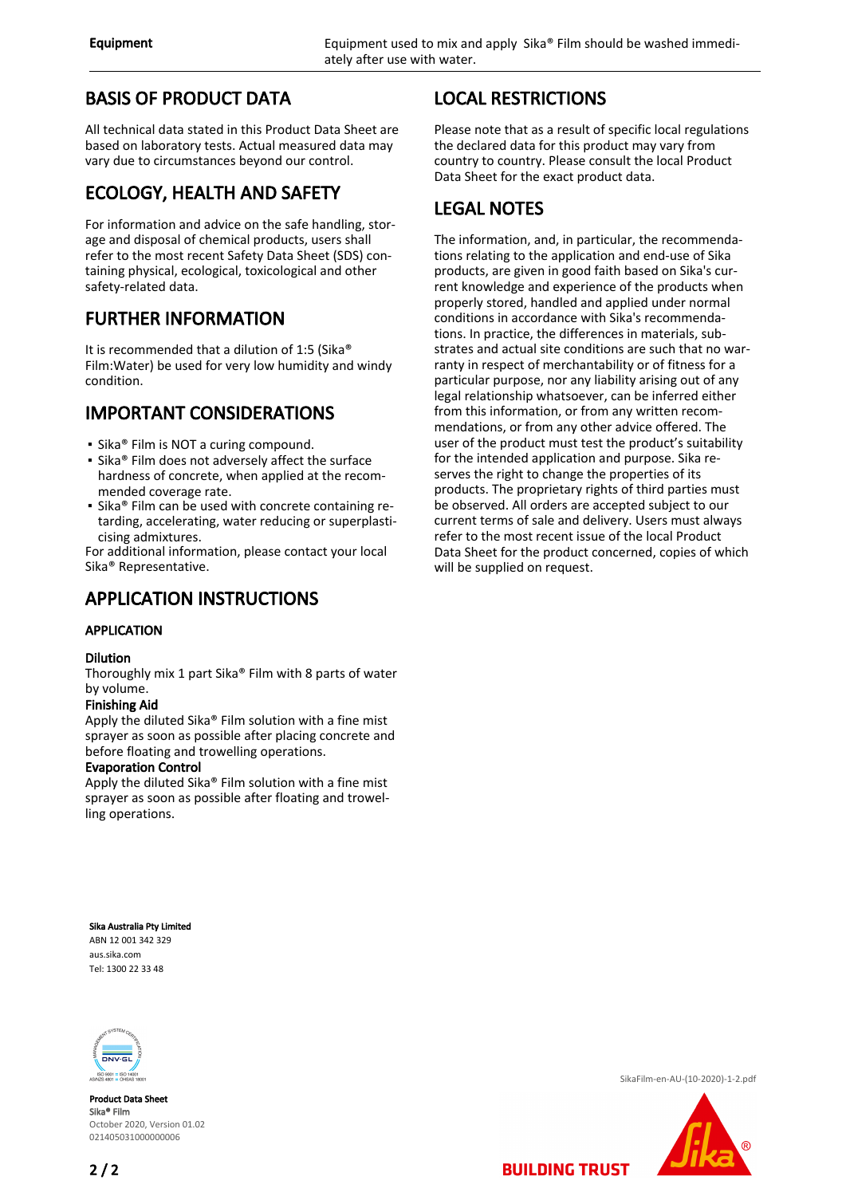| | |
|---|---|
| **Equipment** | Equipment used to mix and apply Sika® Film should be washed immediately after use with water. |

## BASIS OF PRODUCT DATA

All technical data stated in this Product Data Sheet are based on laboratory tests. Actual measured data may vary due to circumstances beyond our control.

## ECOLOGY, HEALTH AND SAFETY

For information and advice on the safe handling, storage and disposal of chemical products, users shall refer to the most recent Safety Data Sheet (SDS) containing physical, ecological, toxicological and other safety-related data.

## FURTHER INFORMATION

It is recommended that a dilution of 1:5 (Sika® Film:Water) be used for very low humidity and windy condition.

## IMPORTANT CONSIDERATIONS

- Sika® Film is NOT a curing compound.
- Sika® Film does not adversely affect the surface hardness of concrete, when applied at the recommended coverage rate.
- Sika® Film can be used with concrete containing retarding, accelerating, water reducing or superplasticising admixtures.

For additional information, please contact your local Sika® Representative.

## APPLICATION INSTRUCTIONS

### APPLICATION

**Dilution**
Thoroughly mix 1 part Sika® Film with 8 parts of water by volume.

**Finishing Aid**
Apply the diluted Sika® Film solution with a fine mist sprayer as soon as possible after placing concrete and before floating and trowelling operations.

**Evaporation Control**
Apply the diluted Sika® Film solution with a fine mist sprayer as soon as possible after floating and trowelling operations.

## LOCAL RESTRICTIONS

Please note that as a result of specific local regulations the declared data for this product may vary from country to country. Please consult the local Product Data Sheet for the exact product data.

## LEGAL NOTES

The information, and, in particular, the recommendations relating to the application and end-use of Sika products, are given in good faith based on Sika's current knowledge and experience of the products when properly stored, handled and applied under normal conditions in accordance with Sika's recommendations. In practice, the differences in materials, substrates and actual site conditions are such that no warranty in respect of merchantability or of fitness for a particular purpose, nor any liability arising out of any legal relationship whatsoever, can be inferred either from this information, or from any written recommendations, or from any other advice offered. The user of the product must test the product's suitability for the intended application and purpose. Sika reserves the right to change the properties of its products. The proprietary rights of third parties must be observed. All orders are accepted subject to our current terms of sale and delivery. Users must always refer to the most recent issue of the local Product Data Sheet for the product concerned, copies of which will be supplied on request.

**Sika Australia Pty Limited**
ABN 12 001 342 329
aus.sika.com
Tel: 1300 22 33 48

**Product Data Sheet**
Sika® Film
October 2020, Version 01.02
021405031000000006

SikaFilm-en-AU-(10-2020)-1-2.pdf